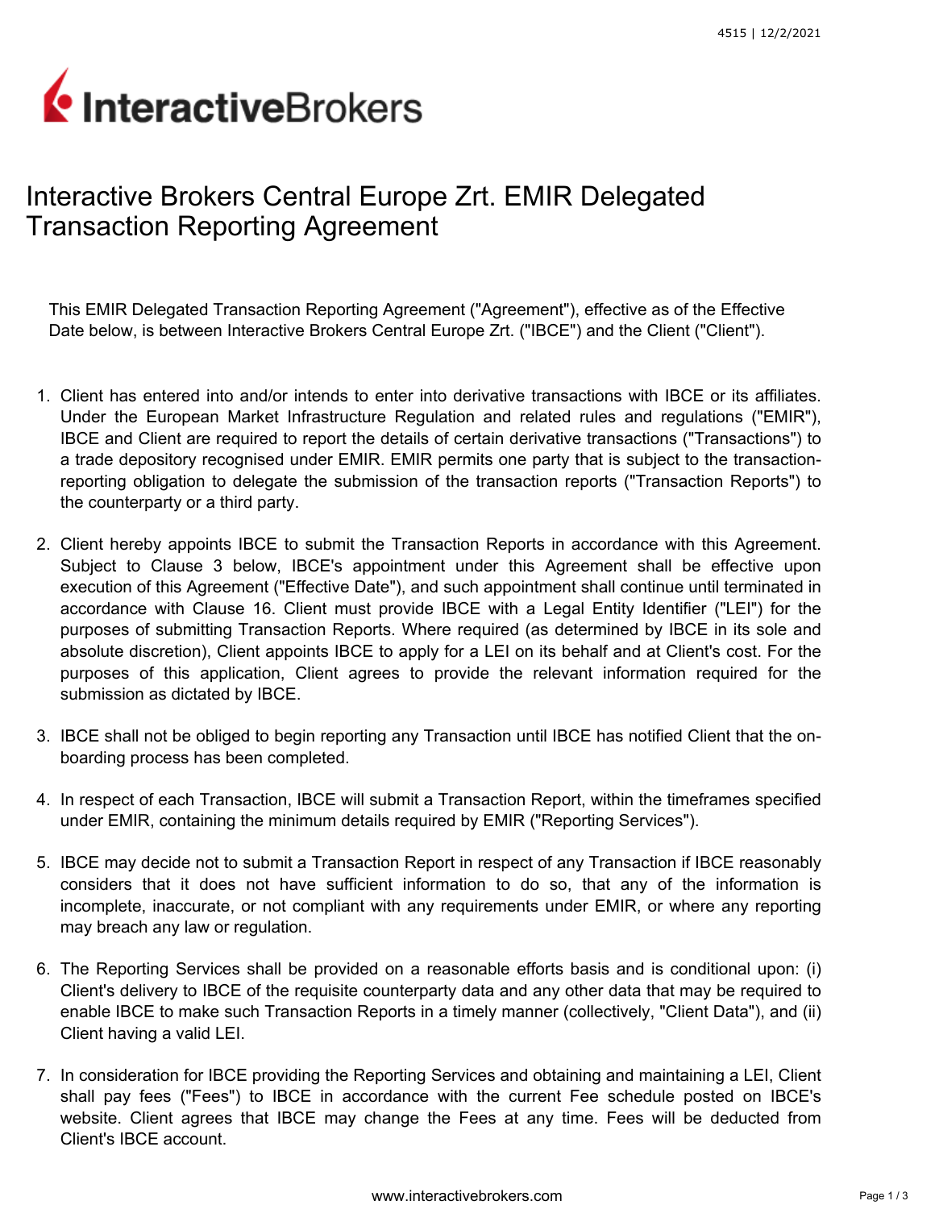# Interactive Brokers Central Europe Zrt. EMIR Delegated Transaction Reporting Agreement

This EMIR Delegated Transaction Reporting Agreement ("Agreement"), effective as of the Effective Date below, is between Interactive Brokers Central Europe Zrt. ("IBCE") and the Client ("Client").

1. Client has entered into and/or intends to enter into derivative transactions with IBCE or its affiliates. Under the European Market Infrastructure Regulation and related rules and regulations ("EMIR"), IBCE and Client are required to report the details of certain derivative transactions ("Transactions") to a trade depository recognised under EMIR. EMIR permits one party that is subject to the transaction-reporting obligation to delegate the submission of the transaction reports ("Transaction Reports") to the counterparty or a third party.

2. Client hereby appoints IBCE to submit the Transaction Reports in accordance with this Agreement. Subject to Clause 3 below, IBCE's appointment under this Agreement shall be effective upon execution of this Agreement ("Effective Date"), and such appointment shall continue until terminated in accordance with Clause 16. Client must provide IBCE with a Legal Entity Identifier ("LEI") for the purposes of submitting Transaction Reports. Where required (as determined by IBCE in its sole and absolute discretion), Client appoints IBCE to apply for a LEI on its behalf and at Client's cost. For the purposes of this application, Client agrees to provide the relevant information required for the submission as dictated by IBCE.

3. IBCE shall not be obliged to begin reporting any Transaction until IBCE has notified Client that the on-boarding process has been completed.

4. In respect of each Transaction, IBCE will submit a Transaction Report, within the timeframes specified under EMIR, containing the minimum details required by EMIR ("Reporting Services").

5. IBCE may decide not to submit a Transaction Report in respect of any Transaction if IBCE reasonably considers that it does not have sufficient information to do so, that any of the information is incomplete, inaccurate, or not compliant with any requirements under EMIR, or where any reporting may breach any law or regulation.

6. The Reporting Services shall be provided on a reasonable efforts basis and is conditional upon: (i) Client's delivery to IBCE of the requisite counterparty data and any other data that may be required to enable IBCE to make such Transaction Reports in a timely manner (collectively, "Client Data"), and (ii) Client having a valid LEI.

7. In consideration for IBCE providing the Reporting Services and obtaining and maintaining a LEI, Client shall pay fees ("Fees") to IBCE in accordance with the current Fee schedule posted on IBCE's website. Client agrees that IBCE may change the Fees at any time. Fees will be deducted from Client's IBCE account.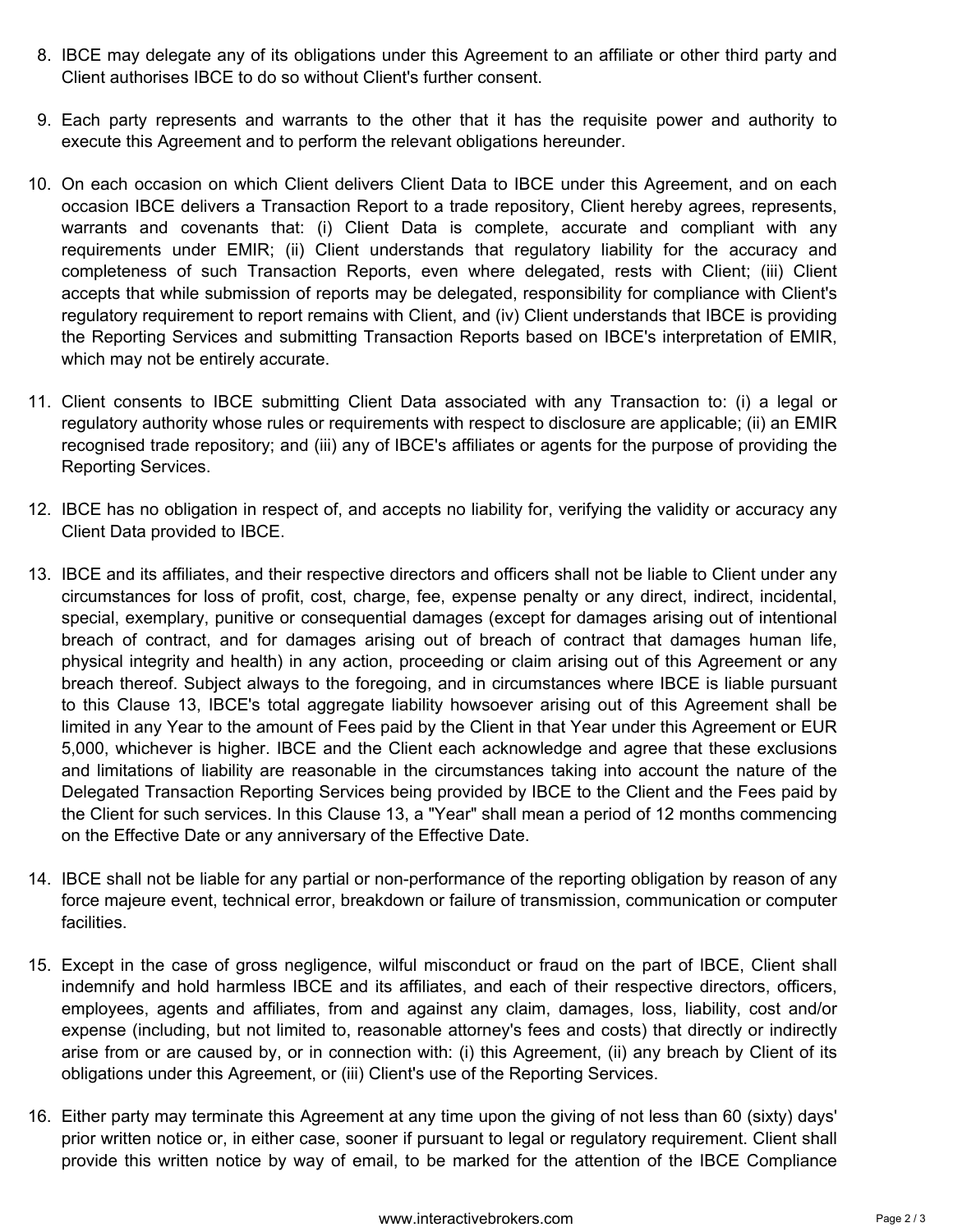8. IBCE may delegate any of its obligations under this Agreement to an affiliate or other third party and Client authorises IBCE to do so without Client's further consent.

9. Each party represents and warrants to the other that it has the requisite power and authority to execute this Agreement and to perform the relevant obligations hereunder.

10. On each occasion on which Client delivers Client Data to IBCE under this Agreement, and on each occasion IBCE delivers a Transaction Report to a trade repository, Client hereby agrees, represents, warrants and covenants that: (i) Client Data is complete, accurate and compliant with any requirements under EMIR; (ii) Client understands that regulatory liability for the accuracy and completeness of such Transaction Reports, even where delegated, rests with Client; (iii) Client accepts that while submission of reports may be delegated, responsibility for compliance with Client's regulatory requirement to report remains with Client, and (iv) Client understands that IBCE is providing the Reporting Services and submitting Transaction Reports based on IBCE's interpretation of EMIR, which may not be entirely accurate.

11. Client consents to IBCE submitting Client Data associated with any Transaction to: (i) a legal or regulatory authority whose rules or requirements with respect to disclosure are applicable; (ii) an EMIR recognised trade repository; and (iii) any of IBCE's affiliates or agents for the purpose of providing the Reporting Services.

12. IBCE has no obligation in respect of, and accepts no liability for, verifying the validity or accuracy any Client Data provided to IBCE.

13. IBCE and its affiliates, and their respective directors and officers shall not be liable to Client under any circumstances for loss of profit, cost, charge, fee, expense penalty or any direct, indirect, incidental, special, exemplary, punitive or consequential damages (except for damages arising out of intentional breach of contract, and for damages arising out of breach of contract that damages human life, physical integrity and health) in any action, proceeding or claim arising out of this Agreement or any breach thereof. Subject always to the foregoing, and in circumstances where IBCE is liable pursuant to this Clause 13, IBCE's total aggregate liability howsoever arising out of this Agreement shall be limited in any Year to the amount of Fees paid by the Client in that Year under this Agreement or EUR 5,000, whichever is higher. IBCE and the Client each acknowledge and agree that these exclusions and limitations of liability are reasonable in the circumstances taking into account the nature of the Delegated Transaction Reporting Services being provided by IBCE to the Client and the Fees paid by the Client for such services. In this Clause 13, a "Year" shall mean a period of 12 months commencing on the Effective Date or any anniversary of the Effective Date.

14. IBCE shall not be liable for any partial or non-performance of the reporting obligation by reason of any force majeure event, technical error, breakdown or failure of transmission, communication or computer facilities.

15. Except in the case of gross negligence, wilful misconduct or fraud on the part of IBCE, Client shall indemnify and hold harmless IBCE and its affiliates, and each of their respective directors, officers, employees, agents and affiliates, from and against any claim, damages, loss, liability, cost and/or expense (including, but not limited to, reasonable attorney's fees and costs) that directly or indirectly arise from or are caused by, or in connection with: (i) this Agreement, (ii) any breach by Client of its obligations under this Agreement, or (iii) Client's use of the Reporting Services.

16. Either party may terminate this Agreement at any time upon the giving of not less than 60 (sixty) days' prior written notice or, in either case, sooner if pursuant to legal or regulatory requirement. Client shall provide this written notice by way of email, to be marked for the attention of the IBCE Compliance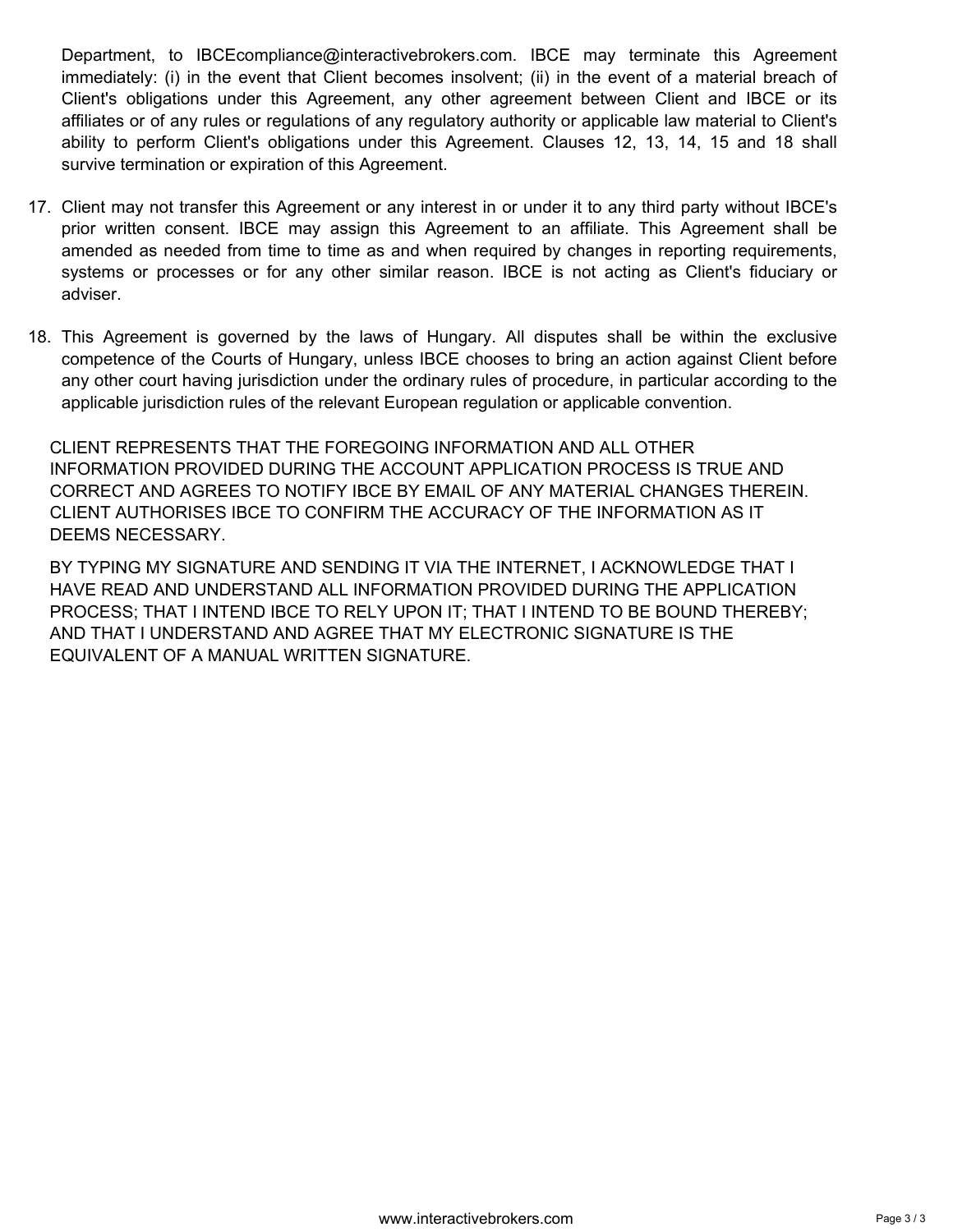Department, to IBCEcompliance@interactivebrokers.com. IBCE may terminate this Agreement immediately: (i) in the event that Client becomes insolvent; (ii) in the event of a material breach of Client's obligations under this Agreement, any other agreement between Client and IBCE or its affiliates or of any rules or regulations of any regulatory authority or applicable law material to Client's ability to perform Client's obligations under this Agreement. Clauses 12, 13, 14, 15 and 18 shall survive termination or expiration of this Agreement.

17. Client may not transfer this Agreement or any interest in or under it to any third party without IBCE's prior written consent. IBCE may assign this Agreement to an affiliate. This Agreement shall be amended as needed from time to time as and when required by changes in reporting requirements, systems or processes or for any other similar reason. IBCE is not acting as Client's fiduciary or adviser.

18. This Agreement is governed by the laws of Hungary. All disputes shall be within the exclusive competence of the Courts of Hungary, unless IBCE chooses to bring an action against Client before any other court having jurisdiction under the ordinary rules of procedure, in particular according to the applicable jurisdiction rules of the relevant European regulation or applicable convention.

CLIENT REPRESENTS THAT THE FOREGOING INFORMATION AND ALL OTHER INFORMATION PROVIDED DURING THE ACCOUNT APPLICATION PROCESS IS TRUE AND CORRECT AND AGREES TO NOTIFY IBCE BY EMAIL OF ANY MATERIAL CHANGES THEREIN. CLIENT AUTHORISES IBCE TO CONFIRM THE ACCURACY OF THE INFORMATION AS IT DEEMS NECESSARY.

BY TYPING MY SIGNATURE AND SENDING IT VIA THE INTERNET, I ACKNOWLEDGE THAT I HAVE READ AND UNDERSTAND ALL INFORMATION PROVIDED DURING THE APPLICATION PROCESS; THAT I INTEND IBCE TO RELY UPON IT; THAT I INTEND TO BE BOUND THEREBY; AND THAT I UNDERSTAND AND AGREE THAT MY ELECTRONIC SIGNATURE IS THE EQUIVALENT OF A MANUAL WRITTEN SIGNATURE.